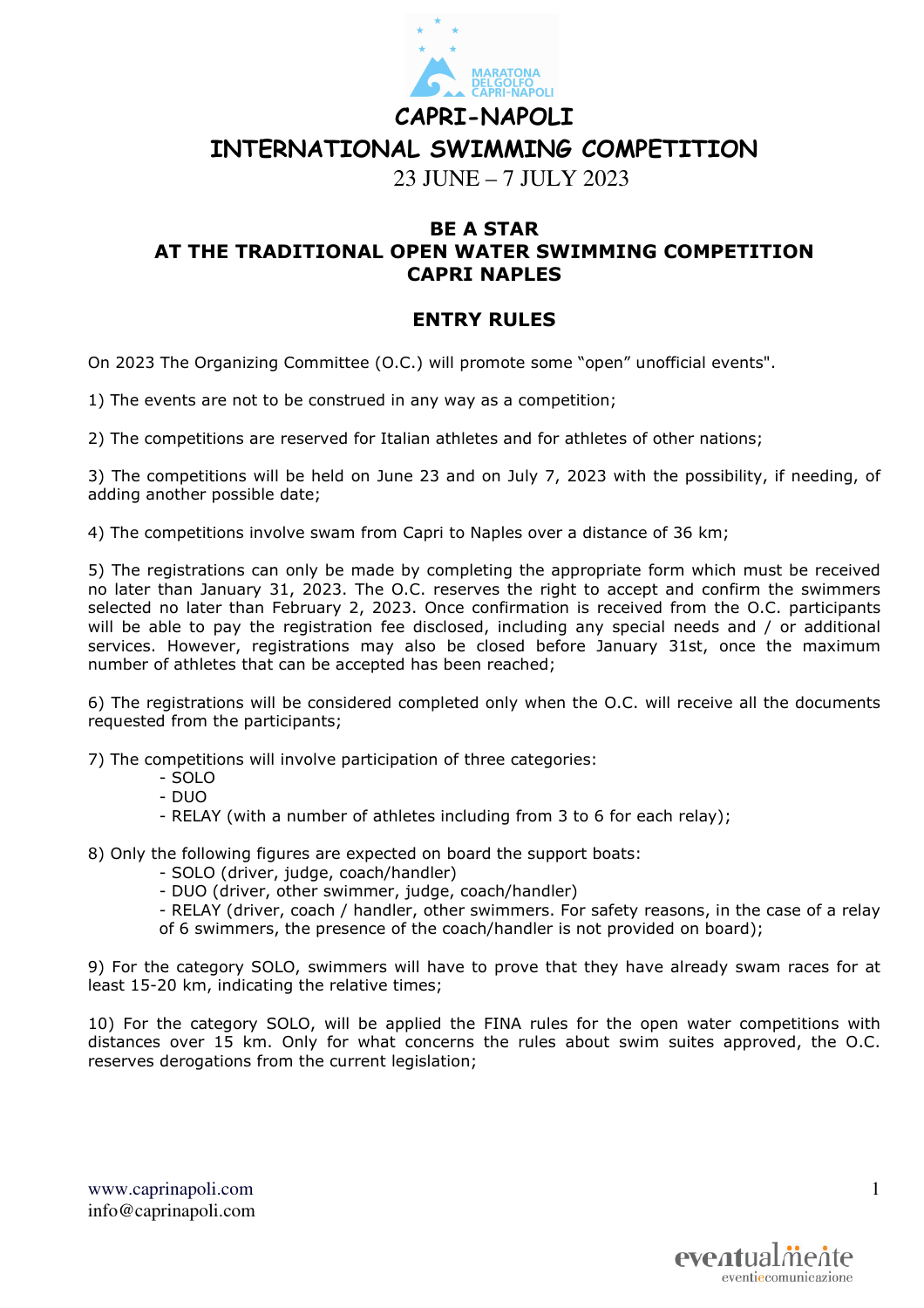# CAPRI-NAPOLI

# INTERNATIONAL SWIMMING COMPETITION

23 JUNE – 7 JULY 2023

## BE A STAR
## AT THE TRADITIONAL OPEN WATER SWIMMING COMPETITION
## CAPRI NAPLES

## ENTRY RULES

On 2023 The Organizing Committee (O.C.) will promote some "open" unofficial events".

1) The events are not to be construed in any way as a competition;

2) The competitions are reserved for Italian athletes and for athletes of other nations;

3) The competitions will be held on June 23 and on July 7, 2023 with the possibility, if needing, of adding another possible date;

4) The competitions involve swam from Capri to Naples over a distance of 36 km;

5) The registrations can only be made by completing the appropriate form which must be received no later than January 31, 2023. The O.C. reserves the right to accept and confirm the swimmers selected no later than February 2, 2023. Once confirmation is received from the O.C. participants will be able to pay the registration fee disclosed, including any special needs and / or additional services. However, registrations may also be closed before January 31st, once the maximum number of athletes that can be accepted has been reached;

6) The registrations will be considered completed only when the O.C. will receive all the documents requested from the participants;

7) The competitions will involve participation of three categories:
- SOLO
- DUO
- RELAY (with a number of athletes including from 3 to 6 for each relay);

8) Only the following figures are expected on board the support boats:
- SOLO (driver, judge, coach/handler)
- DUO (driver, other swimmer, judge, coach/handler)
- RELAY (driver, coach / handler, other swimmers. For safety reasons, in the case of a relay of 6 swimmers, the presence of the coach/handler is not provided on board);

9) For the category SOLO, swimmers will have to prove that they have already swam races for at least 15-20 km, indicating the relative times;

10) For the category SOLO, will be applied the FINA rules for the open water competitions with distances over 15 km. Only for what concerns the rules about swim suites approved, the O.C. reserves derogations from the current legislation;

www.caprinapoli.com
info@caprinapoli.com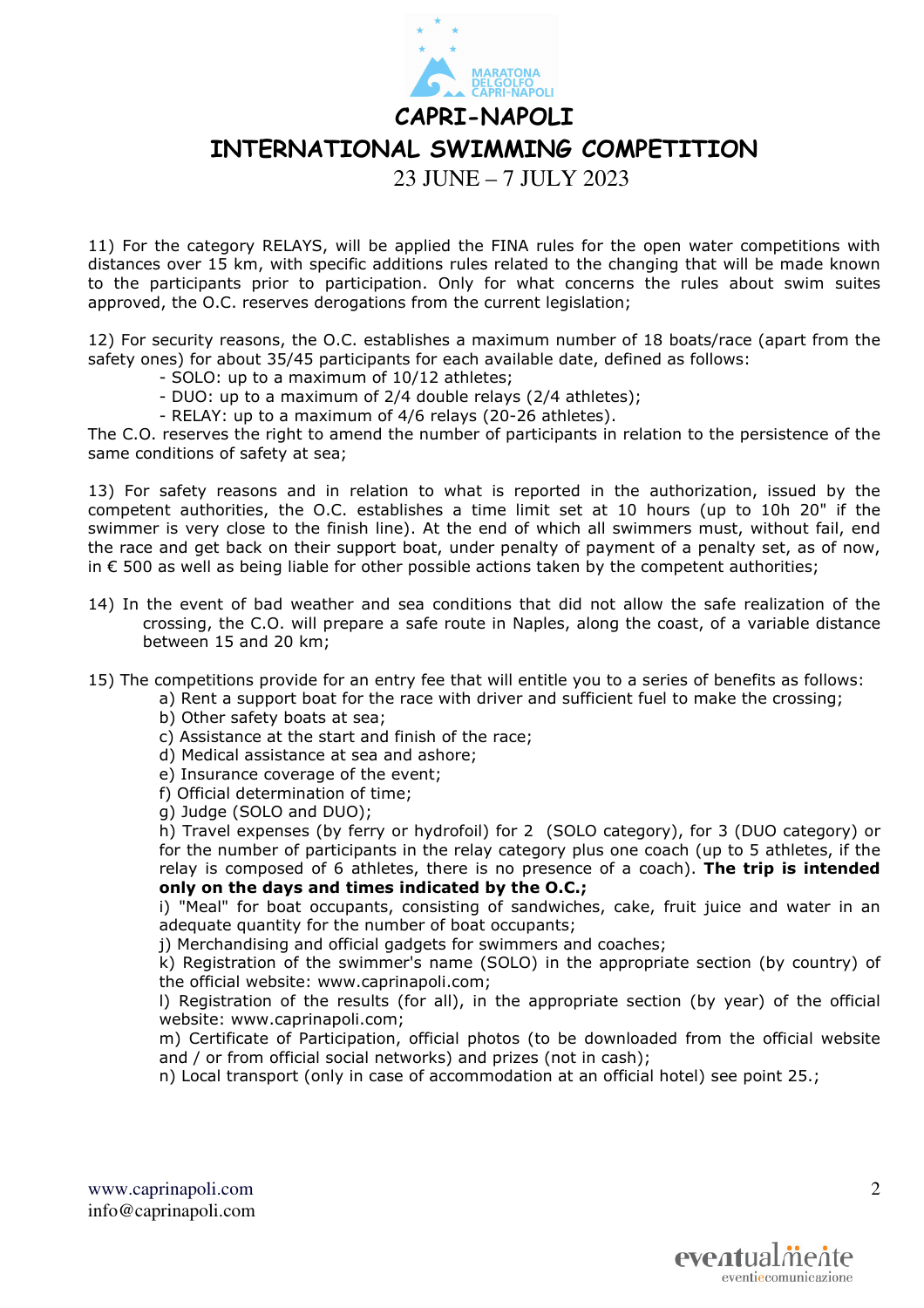11) For the category RELAYS, will be applied the FINA rules for the open water competitions with distances over 15 km, with specific additions rules related to the changing that will be made known to the participants prior to participation. Only for what concerns the rules about swim suites approved, the O.C. reserves derogations from the current legislation;

12) For security reasons, the O.C. establishes a maximum number of 18 boats/race (apart from the safety ones) for about 35/45 participants for each available date, defined as follows:
- SOLO: up to a maximum of 10/12 athletes;
- DUO: up to a maximum of 2/4 double relays (2/4 athletes);
- RELAY: up to a maximum of 4/6 relays (20-26 athletes).

The C.O. reserves the right to amend the number of participants in relation to the persistence of the same conditions of safety at sea;

13) For safety reasons and in relation to what is reported in the authorization, issued by the competent authorities, the O.C. establishes a time limit set at 10 hours (up to 10h 20" if the swimmer is very close to the finish line). At the end of which all swimmers must, without fail, end the race and get back on their support boat, under penalty of payment of a penalty set, as of now, in € 500 as well as being liable for other possible actions taken by the competent authorities;

14) In the event of bad weather and sea conditions that did not allow the safe realization of the crossing, the C.O. will prepare a safe route in Naples, along the coast, of a variable distance between 15 and 20 km;

15) The competitions provide for an entry fee that will entitle you to a series of benefits as follows:
a) Rent a support boat for the race with driver and sufficient fuel to make the crossing;
b) Other safety boats at sea;
c) Assistance at the start and finish of the race;
d) Medical assistance at sea and ashore;
e) Insurance coverage of the event;
f) Official determination of time;
g) Judge (SOLO and DUO);
h) Travel expenses (by ferry or hydrofoil) for 2 (SOLO category), for 3 (DUO category) or for the number of participants in the relay category plus one coach (up to 5 athletes, if the relay is composed of 6 athletes, there is no presence of a coach). **The trip is intended only on the days and times indicated by the O.C.;**
i) "Meal" for boat occupants, consisting of sandwiches, cake, fruit juice and water in an adequate quantity for the number of boat occupants;
j) Merchandising and official gadgets for swimmers and coaches;
k) Registration of the swimmer's name (SOLO) in the appropriate section (by country) of the official website: www.caprinapoli.com;
l) Registration of the results (for all), in the appropriate section (by year) of the official website: www.caprinapoli.com;
m) Certificate of Participation, official photos (to be downloaded from the official website and / or from official social networks) and prizes (not in cash);
n) Local transport (only in case of accommodation at an official hotel) see point 25.;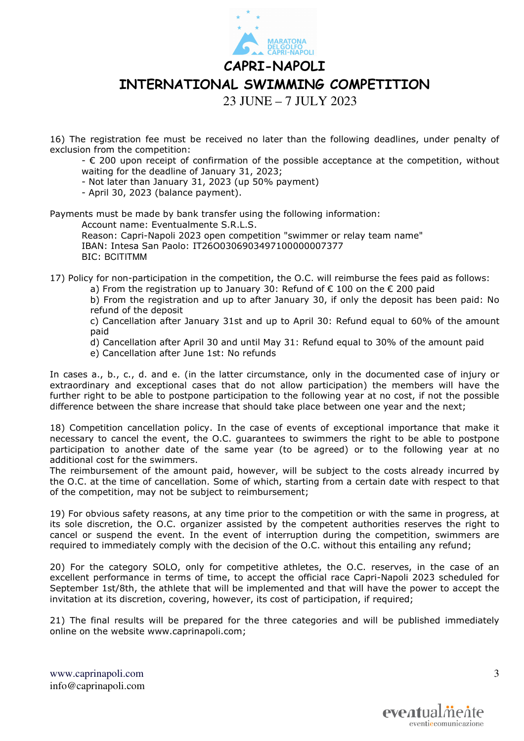# CAPRI-NAPOLI

# INTERNATIONAL SWIMMING COMPETITION

23 JUNE – 7 JULY 2023

16) The registration fee must be received no later than the following deadlines, under penalty of exclusion from the competition:

- € 200 upon receipt of confirmation of the possible acceptance at the competition, without waiting for the deadline of January 31, 2023;
- Not later than January 31, 2023 (up 50% payment)
- April 30, 2023 (balance payment).

Payments must be made by bank transfer using the following information:

Account name: Eventualmente S.R.L.S.
Reason: Capri-Napoli 2023 open competition "swimmer or relay team name"
IBAN: Intesa San Paolo: IT26O0306903497100000007377
BIC: BCITITMM

17) Policy for non-participation in the competition, the O.C. will reimburse the fees paid as follows:

a) From the registration up to January 30: Refund of € 100 on the € 200 paid
b) From the registration and up to after January 30, if only the deposit has been paid: No refund of the deposit
c) Cancellation after January 31st and up to April 30: Refund equal to 60% of the amount paid
d) Cancellation after April 30 and until May 31: Refund equal to 30% of the amount paid
e) Cancellation after June 1st: No refunds

In cases a., b., c., d. and e. (in the latter circumstance, only in the documented case of injury or extraordinary and exceptional cases that do not allow participation) the members will have the further right to be able to postpone participation to the following year at no cost, if not the possible difference between the share increase that should take place between one year and the next;

18) Competition cancellation policy. In the case of events of exceptional importance that make it necessary to cancel the event, the O.C. guarantees to swimmers the right to be able to postpone participation to another date of the same year (to be agreed) or to the following year at no additional cost for the swimmers.
The reimbursement of the amount paid, however, will be subject to the costs already incurred by the O.C. at the time of cancellation. Some of which, starting from a certain date with respect to that of the competition, may not be subject to reimbursement;

19) For obvious safety reasons, at any time prior to the competition or with the same in progress, at its sole discretion, the O.C. organizer assisted by the competent authorities reserves the right to cancel or suspend the event. In the event of interruption during the competition, swimmers are required to immediately comply with the decision of the O.C. without this entailing any refund;

20) For the category SOLO, only for competitive athletes, the O.C. reserves, in the case of an excellent performance in terms of time, to accept the official race Capri-Napoli 2023 scheduled for September 1st/8th, the athlete that will be implemented and that will have the power to accept the invitation at its discretion, covering, however, its cost of participation, if required;

21) The final results will be prepared for the three categories and will be published immediately online on the website www.caprinapoli.com;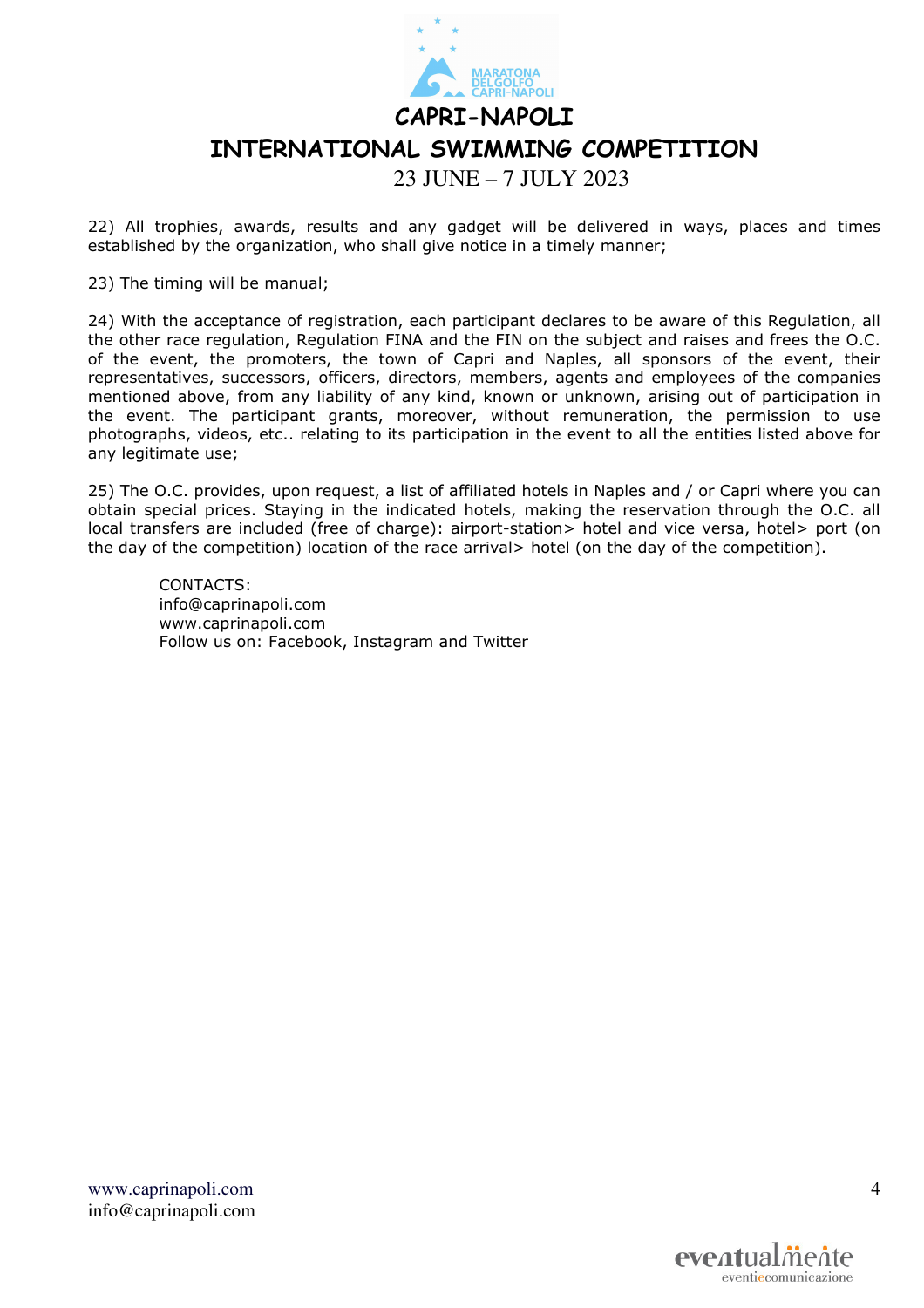22) All trophies, awards, results and any gadget will be delivered in ways, places and times established by the organization, who shall give notice in a timely manner;

23) The timing will be manual;

24) With the acceptance of registration, each participant declares to be aware of this Regulation, all the other race regulation, Regulation FINA and the FIN on the subject and raises and frees the O.C. of the event, the promoters, the town of Capri and Naples, all sponsors of the event, their representatives, successors, officers, directors, members, agents and employees of the companies mentioned above, from any liability of any kind, known or unknown, arising out of participation in the event. The participant grants, moreover, without remuneration, the permission to use photographs, videos, etc.. relating to its participation in the event to all the entities listed above for any legitimate use;

25) The O.C. provides, upon request, a list of affiliated hotels in Naples and / or Capri where you can obtain special prices. Staying in the indicated hotels, making the reservation through the O.C. all local transfers are included (free of charge): airport-station> hotel and vice versa, hotel> port (on the day of the competition) location of the race arrival> hotel (on the day of the competition).

CONTACTS:
info@caprinapoli.com
www.caprinapoli.com
Follow us on: Facebook, Instagram and Twitter